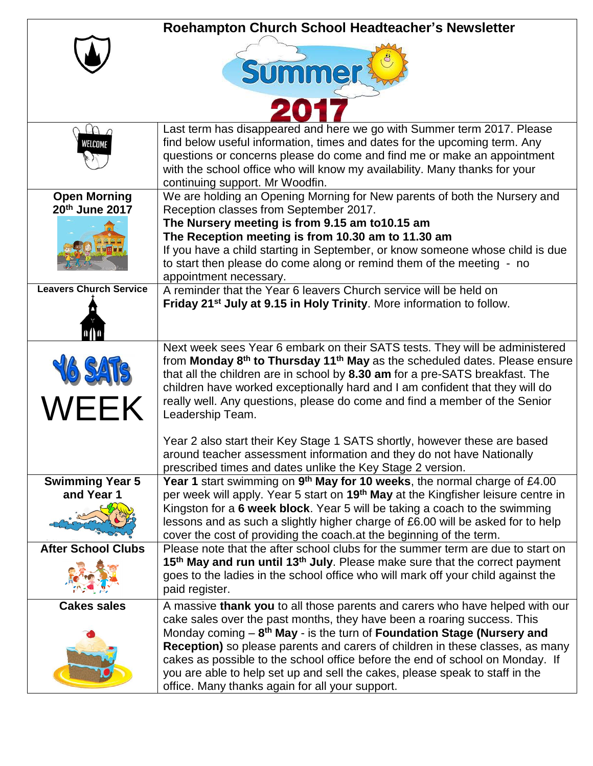# Roehampton Church School Headteacher's Newsletter

## Summer 2017

| | |
|---|---|
| WELCOME | Last term has disappeared and here we go with Summer term 2017. Please find below useful information, times and dates for the upcoming term. Any questions or concerns please do come and find me or make an appointment with the school office who will know my availability. Many thanks for your continuing support. Mr Woodfin. |
| **Open Morning 20th June 2017** | We are holding an Opening Morning for New parents of both the Nursery and Reception classes from September 2017. **The Nursery meeting is from 9.15 am to10.15 am** **The Reception meeting is from 10.30 am to 11.30 am** If you have a child starting in September, or know someone whose child is due to start then please do come along or remind them of the meeting - no appointment necessary. |
| **Leavers Church Service** | A reminder that the Year 6 leavers Church service will be held on **Friday 21st July at 9.15 in Holy Trinity**. More information to follow. |
| Y6 SATs WEEK | Next week sees Year 6 embark on their SATS tests. They will be administered from **Monday 8th to Thursday 11th May** as the scheduled dates. Please ensure that all the children are in school by **8.30 am** for a pre-SATS breakfast. The children have worked exceptionally hard and I am confident that they will do really well. Any questions, please do come and find a member of the Senior Leadership Team. <br><br> Year 2 also start their Key Stage 1 SATS shortly, however these are based around teacher assessment information and they do not have Nationally prescribed times and dates unlike the Key Stage 2 version. |
| **Swimming Year 5 and Year 1** | **Year 1** start swimming on **9th May for 10 weeks**, the normal charge of £4.00 per week will apply. Year 5 start on **19th May** at the Kingfisher leisure centre in Kingston for a **6 week block**. Year 5 will be taking a coach to the swimming lessons and as such a slightly higher charge of £6.00 will be asked for to help cover the cost of providing the coach.at the beginning of the term. |
| **After School Clubs** | Please note that the after school clubs for the summer term are due to start on **15th May and run until 13th July**. Please make sure that the correct payment goes to the ladies in the school office who will mark off your child against the paid register. |
| **Cakes sales** | A massive **thank you** to all those parents and carers who have helped with our cake sales over the past months, they have been a roaring success. This Monday coming – **8th May** - is the turn of **Foundation Stage (Nursery and Reception)** so please parents and carers of children in these classes, as many cakes as possible to the school office before the end of school on Monday. If you are able to help set up and sell the cakes, please speak to staff in the office. Many thanks again for all your support. |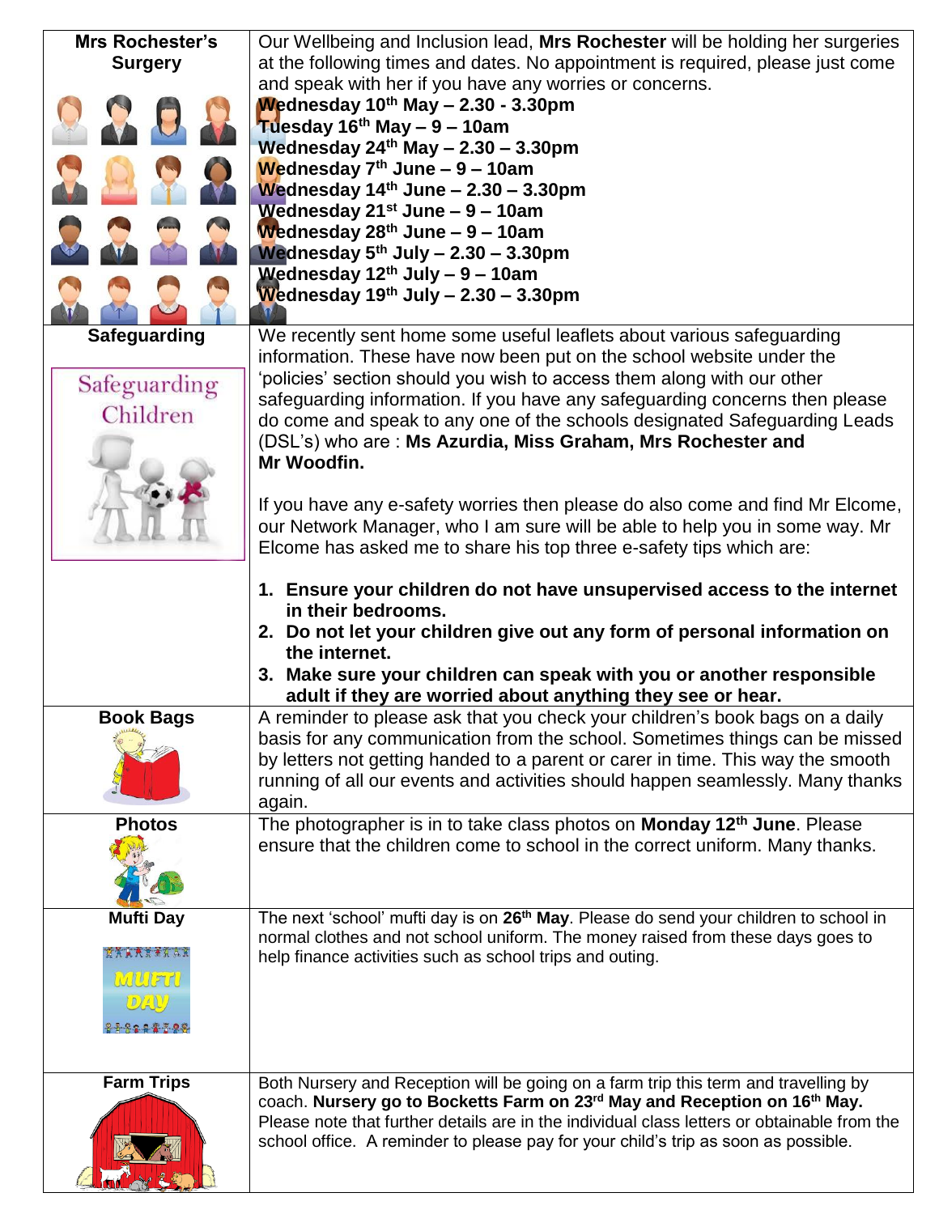| Topic | Details |
| --- | --- |
| **Mrs Rochester's Surgery** | Our Wellbeing and Inclusion lead, **Mrs Rochester** will be holding her surgeries at the following times and dates. No appointment is required, please just come and speak with her if you have any worries or concerns.<br>**Wednesday 10th May – 2.30 - 3.30pm**<br>**Tuesday 16th May – 9 – 10am**<br>**Wednesday 24th May – 2.30 – 3.30pm**<br>**Wednesday 7th June – 9 – 10am**<br>**Wednesday 14th June – 2.30 – 3.30pm**<br>**Wednesday 21st June – 9 – 10am**<br>**Wednesday 28th June – 9 – 10am**<br>**Wednesday 5th July – 2.30 – 3.30pm**<br>**Wednesday 12th July – 9 – 10am**<br>**Wednesday 19th July – 2.30 – 3.30pm** |
| **Safeguarding**<br>Safeguarding Children | We recently sent home some useful leaflets about various safeguarding information. These have now been put on the school website under the 'policies' section should you wish to access them along with our other safeguarding information. If you have any safeguarding concerns then please do come and speak to any one of the schools designated Safeguarding Leads (DSL's) who are : **Ms Azurdia, Miss Graham, Mrs Rochester and Mr Woodfin.**<br><br>If you have any e-safety worries then please do also come and find Mr Elcome, our Network Manager, who I am sure will be able to help you in some way. Mr Elcome has asked me to share his top three e-safety tips which are:<br><br>**1. Ensure your children do not have unsupervised access to the internet in their bedrooms.**<br>**2. Do not let your children give out any form of personal information on the internet.**<br>**3. Make sure your children can speak with you or another responsible adult if they are worried about anything they see or hear.** |
| **Book Bags** | A reminder to please ask that you check your children's book bags on a daily basis for any communication from the school. Sometimes things can be missed by letters not getting handed to a parent or carer in time. This way the smooth running of all our events and activities should happen seamlessly. Many thanks again. |
| **Photos** | The photographer is in to take class photos on **Monday 12th June**. Please ensure that the children come to school in the correct uniform. Many thanks. |
| **Mufti Day** | The next 'school' mufti day is on **26th May**. Please do send your children to school in normal clothes and not school uniform. The money raised from these days goes to help finance activities such as school trips and outing. |
| **Farm Trips** | Both Nursery and Reception will be going on a farm trip this term and travelling by coach. **Nursery go to Bocketts Farm on 23rd May and Reception on 16th May.** Please note that further details are in the individual class letters or obtainable from the school office. A reminder to please pay for your child's trip as soon as possible. |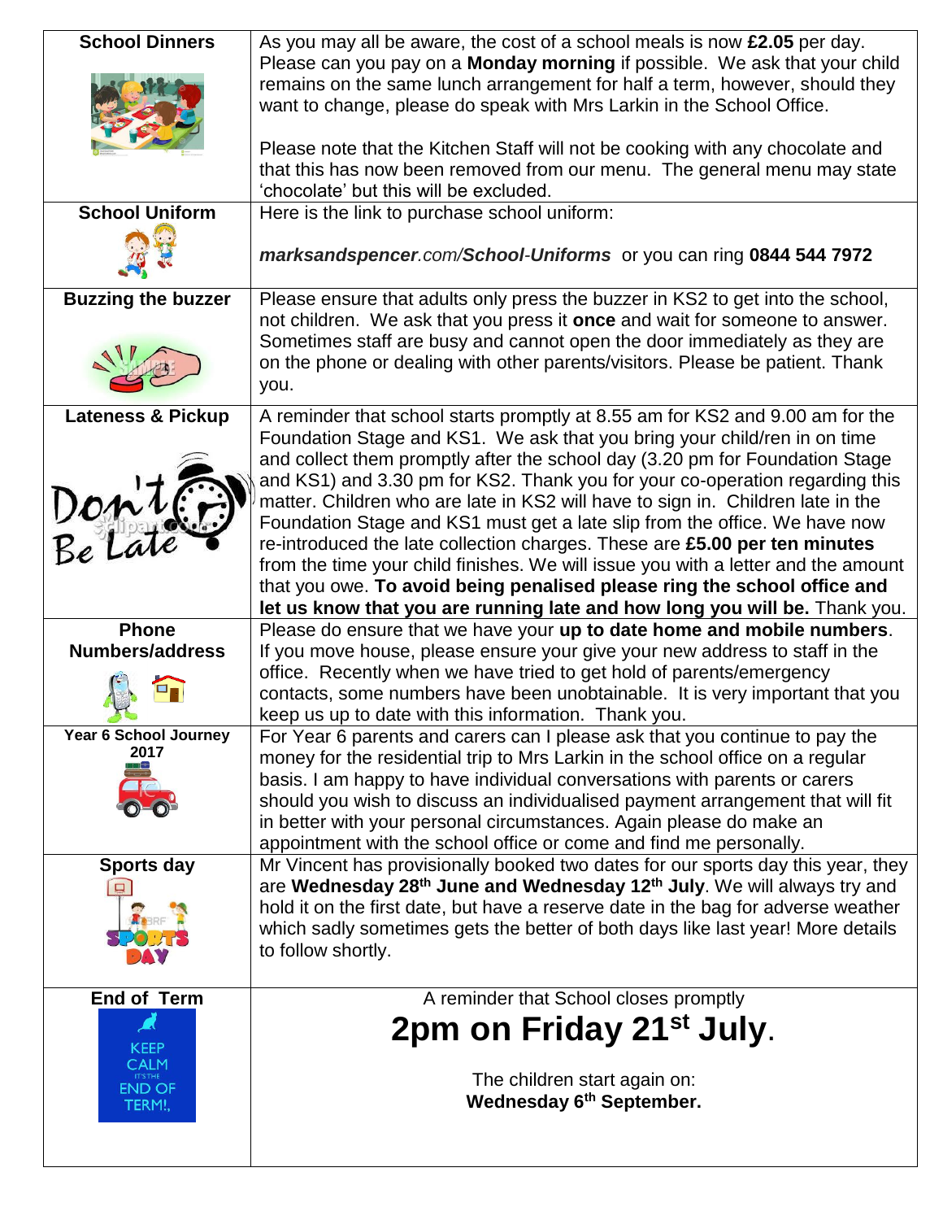| | |
|---|---|
| **School Dinners** | As you may all be aware, the cost of a school meals is now **£2.05** per day. Please can you pay on a **Monday morning** if possible. We ask that your child remains on the same lunch arrangement for half a term, however, should they want to change, please do speak with Mrs Larkin in the School Office.<br><br>Please note that the Kitchen Staff will not be cooking with any chocolate and that this has now been removed from our menu. The general menu may state 'chocolate' but this will be excluded. |
| **School Uniform** | Here is the link to purchase school uniform:<br><br>***marksandspencer****.com/****School****-****Uniforms*** or you can ring **0844 544 7972** |
| **Buzzing the buzzer** | Please ensure that adults only press the buzzer in KS2 to get into the school, not children. We ask that you press it **once** and wait for someone to answer. Sometimes staff are busy and cannot open the door immediately as they are on the phone or dealing with other parents/visitors. Please be patient. Thank you. |
| **Lateness & Pickup** | A reminder that school starts promptly at 8.55 am for KS2 and 9.00 am for the Foundation Stage and KS1. We ask that you bring your child/ren in on time and collect them promptly after the school day (3.20 pm for Foundation Stage and KS1) and 3.30 pm for KS2. Thank you for your co-operation regarding this matter. Children who are late in KS2 will have to sign in. Children late in the Foundation Stage and KS1 must get a late slip from the office. We have now re-introduced the late collection charges. These are **£5.00 per ten minutes** from the time your child finishes. We will issue you with a letter and the amount that you owe. **To avoid being penalised please ring the school office and let us know that you are running late and how long you will be.** Thank you. |
| **Phone Numbers/address** | Please do ensure that we have your **up to date home and mobile numbers**. If you move house, please ensure your give your new address to staff in the office. Recently when we have tried to get hold of parents/emergency contacts, some numbers have been unobtainable. It is very important that you keep us up to date with this information. Thank you. |
| **Year 6 School Journey 2017** | For Year 6 parents and carers can I please ask that you continue to pay the money for the residential trip to Mrs Larkin in the school office on a regular basis. I am happy to have individual conversations with parents or carers should you wish to discuss an individualised payment arrangement that will fit in better with your personal circumstances. Again please do make an appointment with the school office or come and find me personally. |
| **Sports day** | Mr Vincent has provisionally booked two dates for our sports day this year, they are **Wednesday 28th June and Wednesday 12th July**. We will always try and hold it on the first date, but have a reserve date in the bag for adverse weather which sadly sometimes gets the better of both days like last year! More details to follow shortly. |
| **End of Term** | A reminder that School closes promptly<br>**2pm on Friday 21st July**.<br><br>The children start again on:<br>**Wednesday 6th September.** |